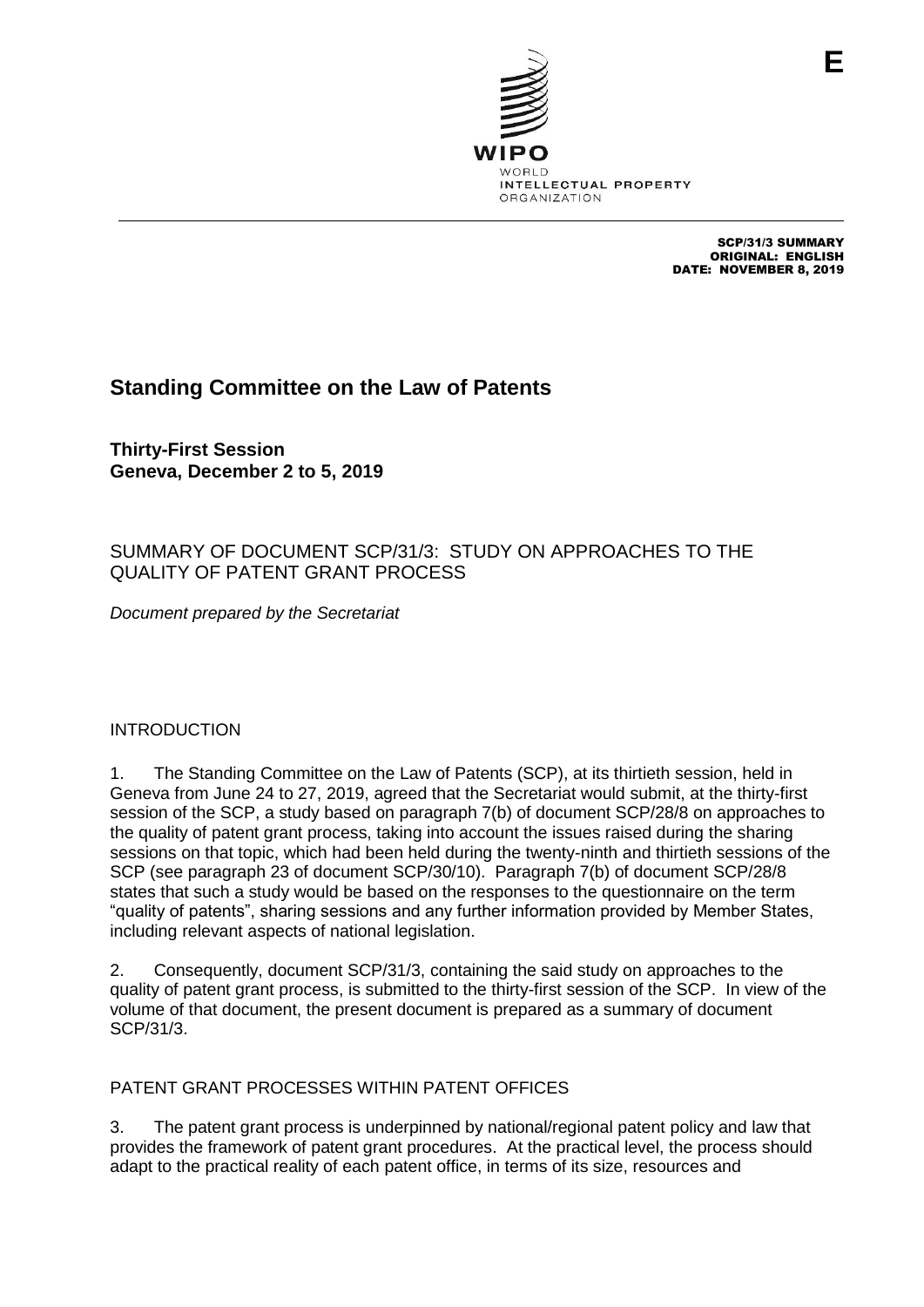E

WIPO
WORLD
INTELLECTUAL PROPERTY
ORGANIZATION

SCP/31/3 SUMMARY
ORIGINAL: ENGLISH
DATE: NOVEMBER 8, 2019

# Standing Committee on the Law of Patents

**Thirty-First Session**
**Geneva, December 2 to 5, 2019**

## SUMMARY OF DOCUMENT SCP/31/3: STUDY ON APPROACHES TO THE QUALITY OF PATENT GRANT PROCESS

*Document prepared by the Secretariat*

## INTRODUCTION

1. The Standing Committee on the Law of Patents (SCP), at its thirtieth session, held in Geneva from June 24 to 27, 2019, agreed that the Secretariat would submit, at the thirty-first session of the SCP, a study based on paragraph 7(b) of document SCP/28/8 on approaches to the quality of patent grant process, taking into account the issues raised during the sharing sessions on that topic, which had been held during the twenty-ninth and thirtieth sessions of the SCP (see paragraph 23 of document SCP/30/10). Paragraph 7(b) of document SCP/28/8 states that such a study would be based on the responses to the questionnaire on the term "quality of patents", sharing sessions and any further information provided by Member States, including relevant aspects of national legislation.

2. Consequently, document SCP/31/3, containing the said study on approaches to the quality of patent grant process, is submitted to the thirty-first session of the SCP. In view of the volume of that document, the present document is prepared as a summary of document SCP/31/3.

## PATENT GRANT PROCESSES WITHIN PATENT OFFICES

3. The patent grant process is underpinned by national/regional patent policy and law that provides the framework of patent grant procedures. At the practical level, the process should adapt to the practical reality of each patent office, in terms of its size, resources and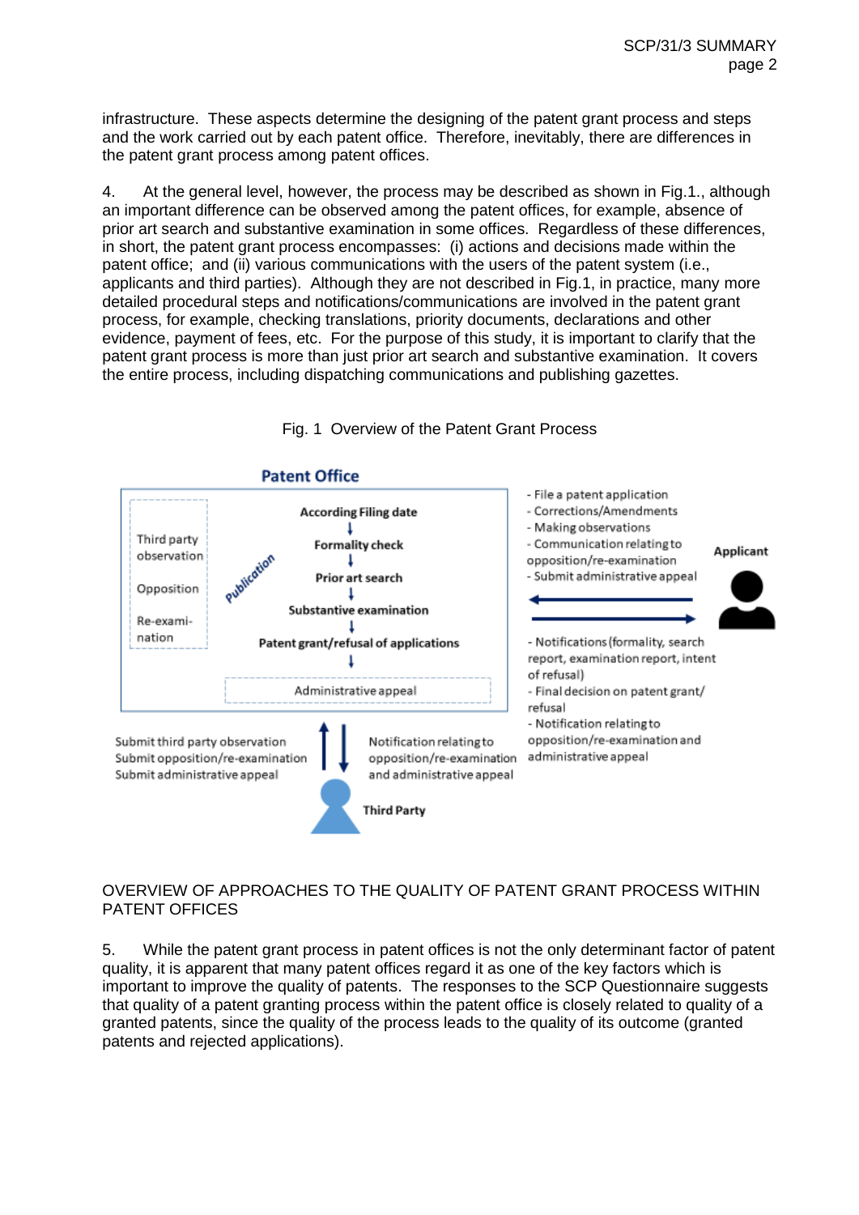infrastructure. These aspects determine the designing of the patent grant process and steps and the work carried out by each patent office. Therefore, inevitably, there are differences in the patent grant process among patent offices.

4. At the general level, however, the process may be described as shown in Fig.1., although an important difference can be observed among the patent offices, for example, absence of prior art search and substantive examination in some offices. Regardless of these differences, in short, the patent grant process encompasses: (i) actions and decisions made within the patent office; and (ii) various communications with the users of the patent system (i.e., applicants and third parties). Although they are not described in Fig.1, in practice, many more detailed procedural steps and notifications/communications are involved in the patent grant process, for example, checking translations, priority documents, declarations and other evidence, payment of fees, etc. For the purpose of this study, it is important to clarify that the patent grant process is more than just prior art search and substantive examination. It covers the entire process, including dispatching communications and publishing gazettes.

Fig. 1 Overview of the Patent Grant Process

**Patent Office**

- Third party observation
- Opposition
- Re-examination

Publication

According Filing date
↓
Formality check
↓
Prior art search
↓
Substantive examination
↓
Patent grant/refusal of applications
↓
Administrative appeal

**Applicant**

Applicant → Patent Office:
- File a patent application
- Corrections/Amendments
- Making observations
- Communication relating to opposition/re-examination
- Submit administrative appeal

Patent Office → Applicant:
- Notifications (formality, search report, examination report, intent of refusal)
- Final decision on patent grant/refusal
- Notification relating to opposition/re-examination and administrative appeal

**Third Party**

Third Party → Patent Office:
- Submit third party observation
- Submit opposition/re-examination
- Submit administrative appeal

Patent Office → Third Party:
- Notification relating to opposition/re-examination and administrative appeal

OVERVIEW OF APPROACHES TO THE QUALITY OF PATENT GRANT PROCESS WITHIN PATENT OFFICES

5. While the patent grant process in patent offices is not the only determinant factor of patent quality, it is apparent that many patent offices regard it as one of the key factors which is important to improve the quality of patents. The responses to the SCP Questionnaire suggests that quality of a patent granting process within the patent office is closely related to quality of a granted patents, since the quality of the process leads to the quality of its outcome (granted patents and rejected applications).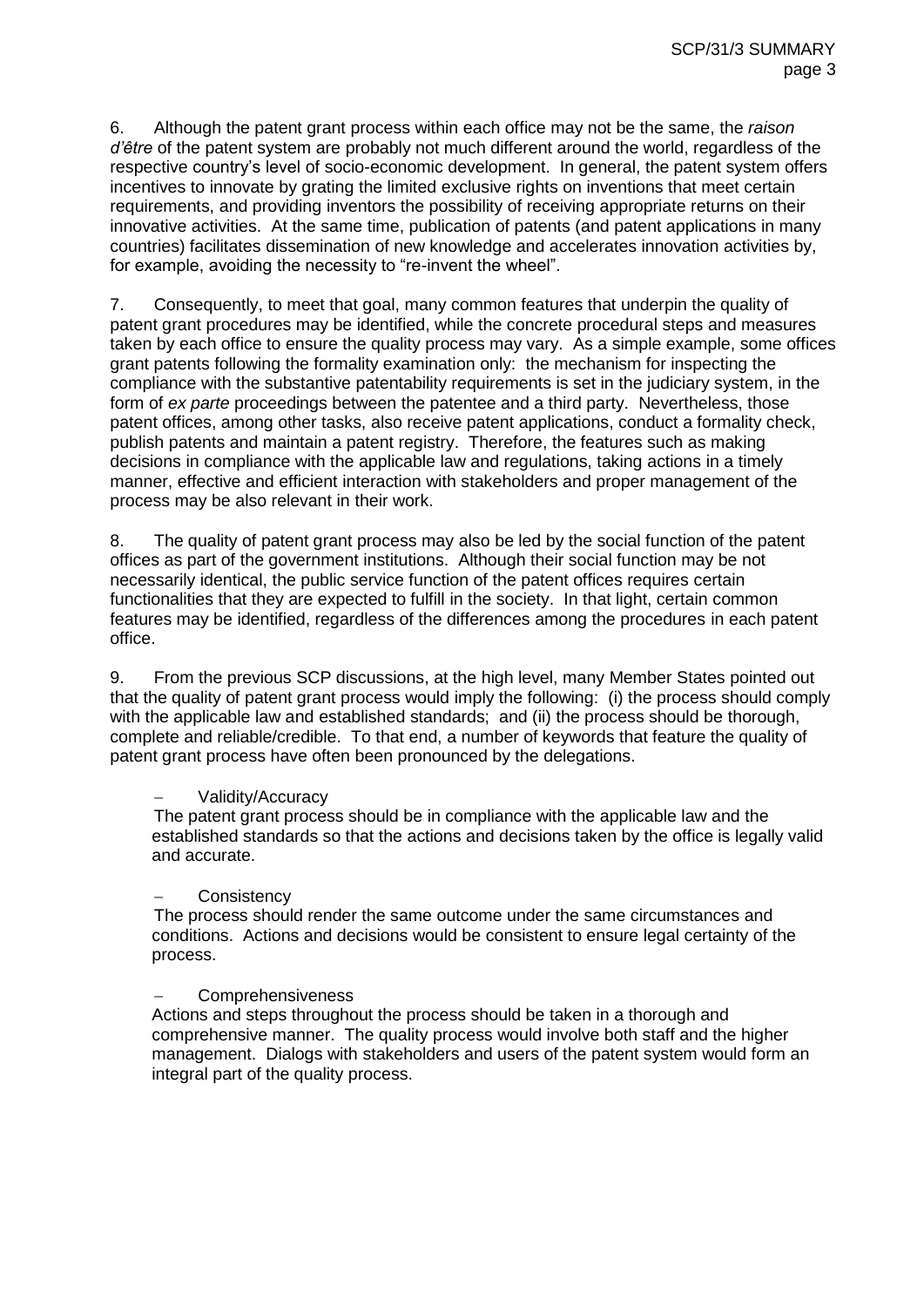6. Although the patent grant process within each office may not be the same, the *raison d'être* of the patent system are probably not much different around the world, regardless of the respective country's level of socio-economic development. In general, the patent system offers incentives to innovate by grating the limited exclusive rights on inventions that meet certain requirements, and providing inventors the possibility of receiving appropriate returns on their innovative activities. At the same time, publication of patents (and patent applications in many countries) facilitates dissemination of new knowledge and accelerates innovation activities by, for example, avoiding the necessity to "re-invent the wheel".

7. Consequently, to meet that goal, many common features that underpin the quality of patent grant procedures may be identified, while the concrete procedural steps and measures taken by each office to ensure the quality process may vary. As a simple example, some offices grant patents following the formality examination only: the mechanism for inspecting the compliance with the substantive patentability requirements is set in the judiciary system, in the form of *ex parte* proceedings between the patentee and a third party. Nevertheless, those patent offices, among other tasks, also receive patent applications, conduct a formality check, publish patents and maintain a patent registry. Therefore, the features such as making decisions in compliance with the applicable law and regulations, taking actions in a timely manner, effective and efficient interaction with stakeholders and proper management of the process may be also relevant in their work.

8. The quality of patent grant process may also be led by the social function of the patent offices as part of the government institutions. Although their social function may be not necessarily identical, the public service function of the patent offices requires certain functionalities that they are expected to fulfill in the society. In that light, certain common features may be identified, regardless of the differences among the procedures in each patent office.

9. From the previous SCP discussions, at the high level, many Member States pointed out that the quality of patent grant process would imply the following: (i) the process should comply with the applicable law and established standards; and (ii) the process should be thorough, complete and reliable/credible. To that end, a number of keywords that feature the quality of patent grant process have often been pronounced by the delegations.

- Validity/Accuracy

  The patent grant process should be in compliance with the applicable law and the established standards so that the actions and decisions taken by the office is legally valid and accurate.

- Consistency

  The process should render the same outcome under the same circumstances and conditions. Actions and decisions would be consistent to ensure legal certainty of the process.

- Comprehensiveness

  Actions and steps throughout the process should be taken in a thorough and comprehensive manner. The quality process would involve both staff and the higher management. Dialogs with stakeholders and users of the patent system would form an integral part of the quality process.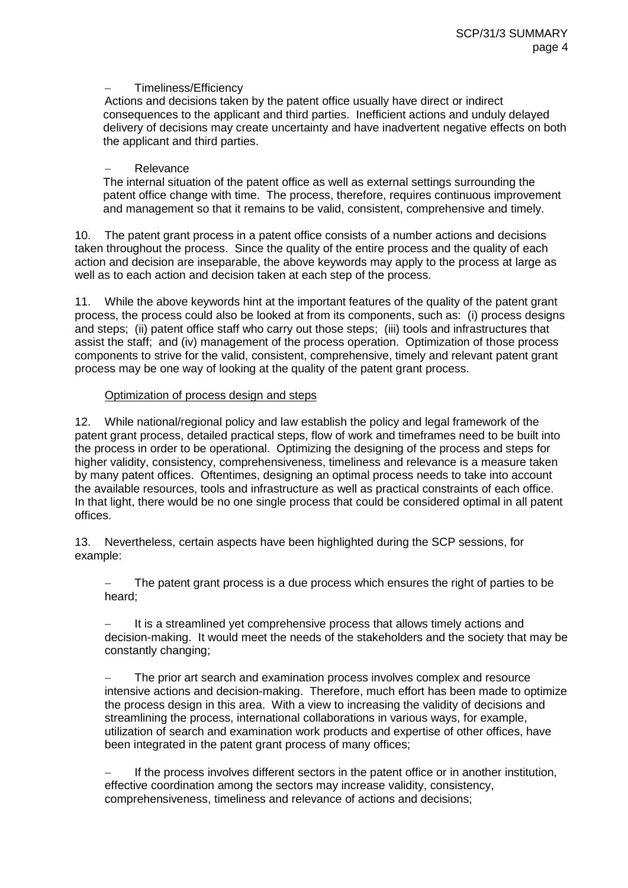- Timeliness/Efficiency

  Actions and decisions taken by the patent office usually have direct or indirect consequences to the applicant and third parties. Inefficient actions and unduly delayed delivery of decisions may create uncertainty and have inadvertent negative effects on both the applicant and third parties.

- Relevance

  The internal situation of the patent office as well as external settings surrounding the patent office change with time. The process, therefore, requires continuous improvement and management so that it remains to be valid, consistent, comprehensive and timely.

10. The patent grant process in a patent office consists of a number actions and decisions taken throughout the process. Since the quality of the entire process and the quality of each action and decision are inseparable, the above keywords may apply to the process at large as well as to each action and decision taken at each step of the process.

11. While the above keywords hint at the important features of the quality of the patent grant process, the process could also be looked at from its components, such as: (i) process designs and steps; (ii) patent office staff who carry out those steps; (iii) tools and infrastructures that assist the staff; and (iv) management of the process operation. Optimization of those process components to strive for the valid, consistent, comprehensive, timely and relevant patent grant process may be one way of looking at the quality of the patent grant process.

<u>Optimization of process design and steps</u>

12. While national/regional policy and law establish the policy and legal framework of the patent grant process, detailed practical steps, flow of work and timeframes need to be built into the process in order to be operational. Optimizing the designing of the process and steps for higher validity, consistency, comprehensiveness, timeliness and relevance is a measure taken by many patent offices. Oftentimes, designing an optimal process needs to take into account the available resources, tools and infrastructure as well as practical constraints of each office. In that light, there would be no one single process that could be considered optimal in all patent offices.

13. Nevertheless, certain aspects have been highlighted during the SCP sessions, for example:

- The patent grant process is a due process which ensures the right of parties to be heard;

- It is a streamlined yet comprehensive process that allows timely actions and decision-making. It would meet the needs of the stakeholders and the society that may be constantly changing;

- The prior art search and examination process involves complex and resource intensive actions and decision-making. Therefore, much effort has been made to optimize the process design in this area. With a view to increasing the validity of decisions and streamlining the process, international collaborations in various ways, for example, utilization of search and examination work products and expertise of other offices, have been integrated in the patent grant process of many offices;

- If the process involves different sectors in the patent office or in another institution, effective coordination among the sectors may increase validity, consistency, comprehensiveness, timeliness and relevance of actions and decisions;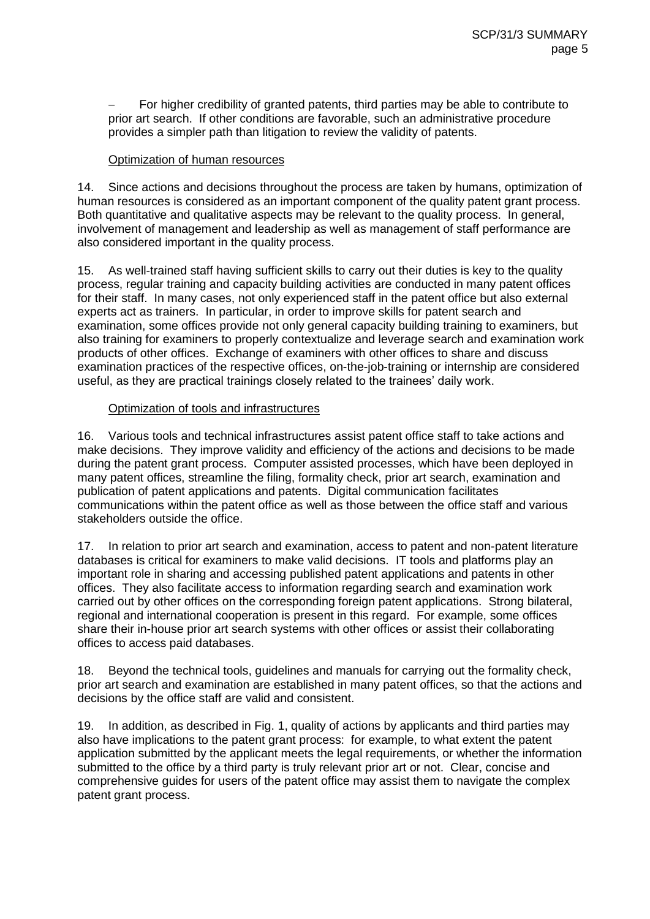– For higher credibility of granted patents, third parties may be able to contribute to prior art search. If other conditions are favorable, such an administrative procedure provides a simpler path than litigation to review the validity of patents.

### Optimization of human resources

14. Since actions and decisions throughout the process are taken by humans, optimization of human resources is considered as an important component of the quality patent grant process. Both quantitative and qualitative aspects may be relevant to the quality process. In general, involvement of management and leadership as well as management of staff performance are also considered important in the quality process.

15. As well-trained staff having sufficient skills to carry out their duties is key to the quality process, regular training and capacity building activities are conducted in many patent offices for their staff. In many cases, not only experienced staff in the patent office but also external experts act as trainers. In particular, in order to improve skills for patent search and examination, some offices provide not only general capacity building training to examiners, but also training for examiners to properly contextualize and leverage search and examination work products of other offices. Exchange of examiners with other offices to share and discuss examination practices of the respective offices, on-the-job-training or internship are considered useful, as they are practical trainings closely related to the trainees' daily work.

### Optimization of tools and infrastructures

16. Various tools and technical infrastructures assist patent office staff to take actions and make decisions. They improve validity and efficiency of the actions and decisions to be made during the patent grant process. Computer assisted processes, which have been deployed in many patent offices, streamline the filing, formality check, prior art search, examination and publication of patent applications and patents. Digital communication facilitates communications within the patent office as well as those between the office staff and various stakeholders outside the office.

17. In relation to prior art search and examination, access to patent and non-patent literature databases is critical for examiners to make valid decisions. IT tools and platforms play an important role in sharing and accessing published patent applications and patents in other offices. They also facilitate access to information regarding search and examination work carried out by other offices on the corresponding foreign patent applications. Strong bilateral, regional and international cooperation is present in this regard. For example, some offices share their in-house prior art search systems with other offices or assist their collaborating offices to access paid databases.

18. Beyond the technical tools, guidelines and manuals for carrying out the formality check, prior art search and examination are established in many patent offices, so that the actions and decisions by the office staff are valid and consistent.

19. In addition, as described in Fig. 1, quality of actions by applicants and third parties may also have implications to the patent grant process: for example, to what extent the patent application submitted by the applicant meets the legal requirements, or whether the information submitted to the office by a third party is truly relevant prior art or not. Clear, concise and comprehensive guides for users of the patent office may assist them to navigate the complex patent grant process.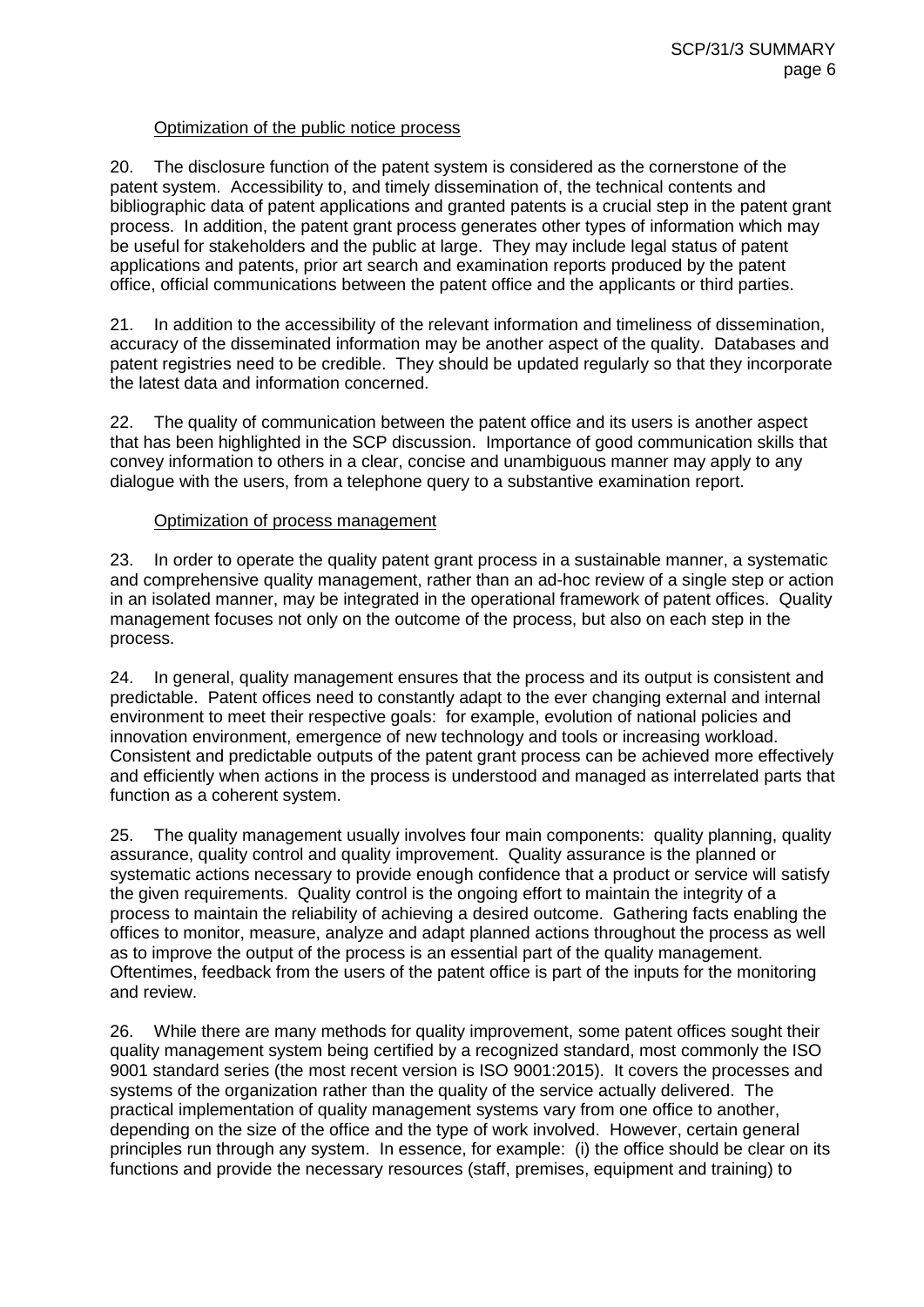Optimization of the public notice process

20. The disclosure function of the patent system is considered as the cornerstone of the patent system. Accessibility to, and timely dissemination of, the technical contents and bibliographic data of patent applications and granted patents is a crucial step in the patent grant process. In addition, the patent grant process generates other types of information which may be useful for stakeholders and the public at large. They may include legal status of patent applications and patents, prior art search and examination reports produced by the patent office, official communications between the patent office and the applicants or third parties.

21. In addition to the accessibility of the relevant information and timeliness of dissemination, accuracy of the disseminated information may be another aspect of the quality. Databases and patent registries need to be credible. They should be updated regularly so that they incorporate the latest data and information concerned.

22. The quality of communication between the patent office and its users is another aspect that has been highlighted in the SCP discussion. Importance of good communication skills that convey information to others in a clear, concise and unambiguous manner may apply to any dialogue with the users, from a telephone query to a substantive examination report.

Optimization of process management

23. In order to operate the quality patent grant process in a sustainable manner, a systematic and comprehensive quality management, rather than an ad-hoc review of a single step or action in an isolated manner, may be integrated in the operational framework of patent offices. Quality management focuses not only on the outcome of the process, but also on each step in the process.

24. In general, quality management ensures that the process and its output is consistent and predictable. Patent offices need to constantly adapt to the ever changing external and internal environment to meet their respective goals: for example, evolution of national policies and innovation environment, emergence of new technology and tools or increasing workload. Consistent and predictable outputs of the patent grant process can be achieved more effectively and efficiently when actions in the process is understood and managed as interrelated parts that function as a coherent system.

25. The quality management usually involves four main components: quality planning, quality assurance, quality control and quality improvement. Quality assurance is the planned or systematic actions necessary to provide enough confidence that a product or service will satisfy the given requirements. Quality control is the ongoing effort to maintain the integrity of a process to maintain the reliability of achieving a desired outcome. Gathering facts enabling the offices to monitor, measure, analyze and adapt planned actions throughout the process as well as to improve the output of the process is an essential part of the quality management. Oftentimes, feedback from the users of the patent office is part of the inputs for the monitoring and review.

26. While there are many methods for quality improvement, some patent offices sought their quality management system being certified by a recognized standard, most commonly the ISO 9001 standard series (the most recent version is ISO 9001:2015). It covers the processes and systems of the organization rather than the quality of the service actually delivered. The practical implementation of quality management systems vary from one office to another, depending on the size of the office and the type of work involved. However, certain general principles run through any system. In essence, for example: (i) the office should be clear on its functions and provide the necessary resources (staff, premises, equipment and training) to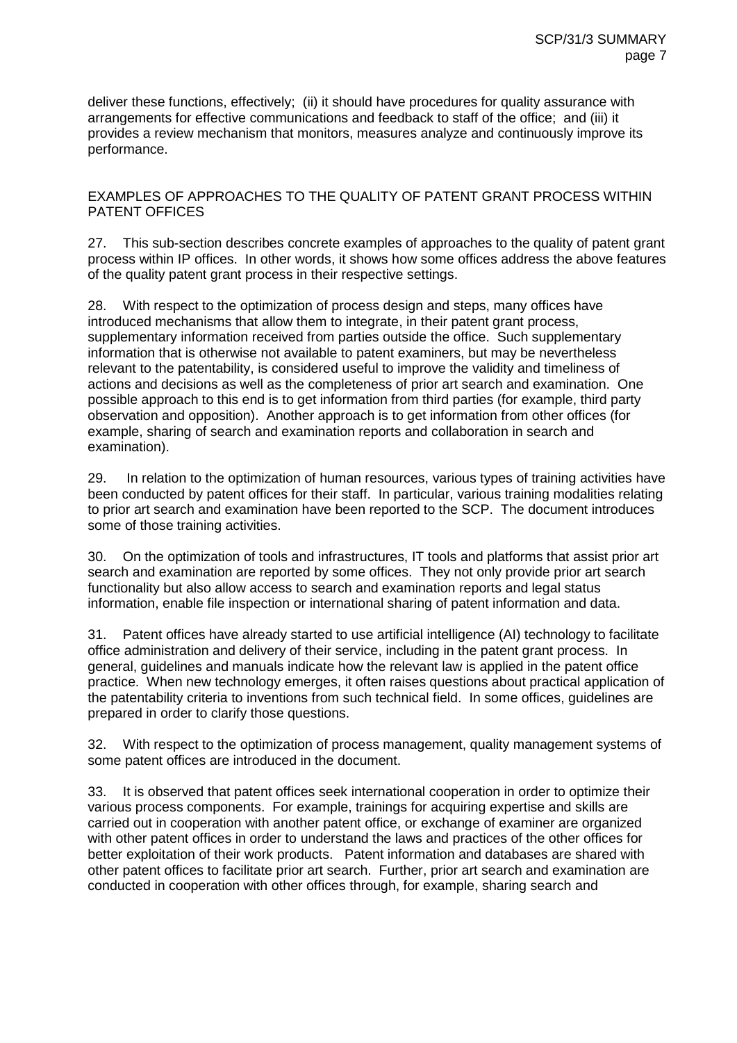deliver these functions, effectively; (ii) it should have procedures for quality assurance with arrangements for effective communications and feedback to staff of the office; and (iii) it provides a review mechanism that monitors, measures analyze and continuously improve its performance.

## EXAMPLES OF APPROACHES TO THE QUALITY OF PATENT GRANT PROCESS WITHIN PATENT OFFICES

27. This sub-section describes concrete examples of approaches to the quality of patent grant process within IP offices. In other words, it shows how some offices address the above features of the quality patent grant process in their respective settings.

28. With respect to the optimization of process design and steps, many offices have introduced mechanisms that allow them to integrate, in their patent grant process, supplementary information received from parties outside the office. Such supplementary information that is otherwise not available to patent examiners, but may be nevertheless relevant to the patentability, is considered useful to improve the validity and timeliness of actions and decisions as well as the completeness of prior art search and examination. One possible approach to this end is to get information from third parties (for example, third party observation and opposition). Another approach is to get information from other offices (for example, sharing of search and examination reports and collaboration in search and examination).

29. In relation to the optimization of human resources, various types of training activities have been conducted by patent offices for their staff. In particular, various training modalities relating to prior art search and examination have been reported to the SCP. The document introduces some of those training activities.

30. On the optimization of tools and infrastructures, IT tools and platforms that assist prior art search and examination are reported by some offices. They not only provide prior art search functionality but also allow access to search and examination reports and legal status information, enable file inspection or international sharing of patent information and data.

31. Patent offices have already started to use artificial intelligence (AI) technology to facilitate office administration and delivery of their service, including in the patent grant process. In general, guidelines and manuals indicate how the relevant law is applied in the patent office practice. When new technology emerges, it often raises questions about practical application of the patentability criteria to inventions from such technical field. In some offices, guidelines are prepared in order to clarify those questions.

32. With respect to the optimization of process management, quality management systems of some patent offices are introduced in the document.

33. It is observed that patent offices seek international cooperation in order to optimize their various process components. For example, trainings for acquiring expertise and skills are carried out in cooperation with another patent office, or exchange of examiner are organized with other patent offices in order to understand the laws and practices of the other offices for better exploitation of their work products. Patent information and databases are shared with other patent offices to facilitate prior art search. Further, prior art search and examination are conducted in cooperation with other offices through, for example, sharing search and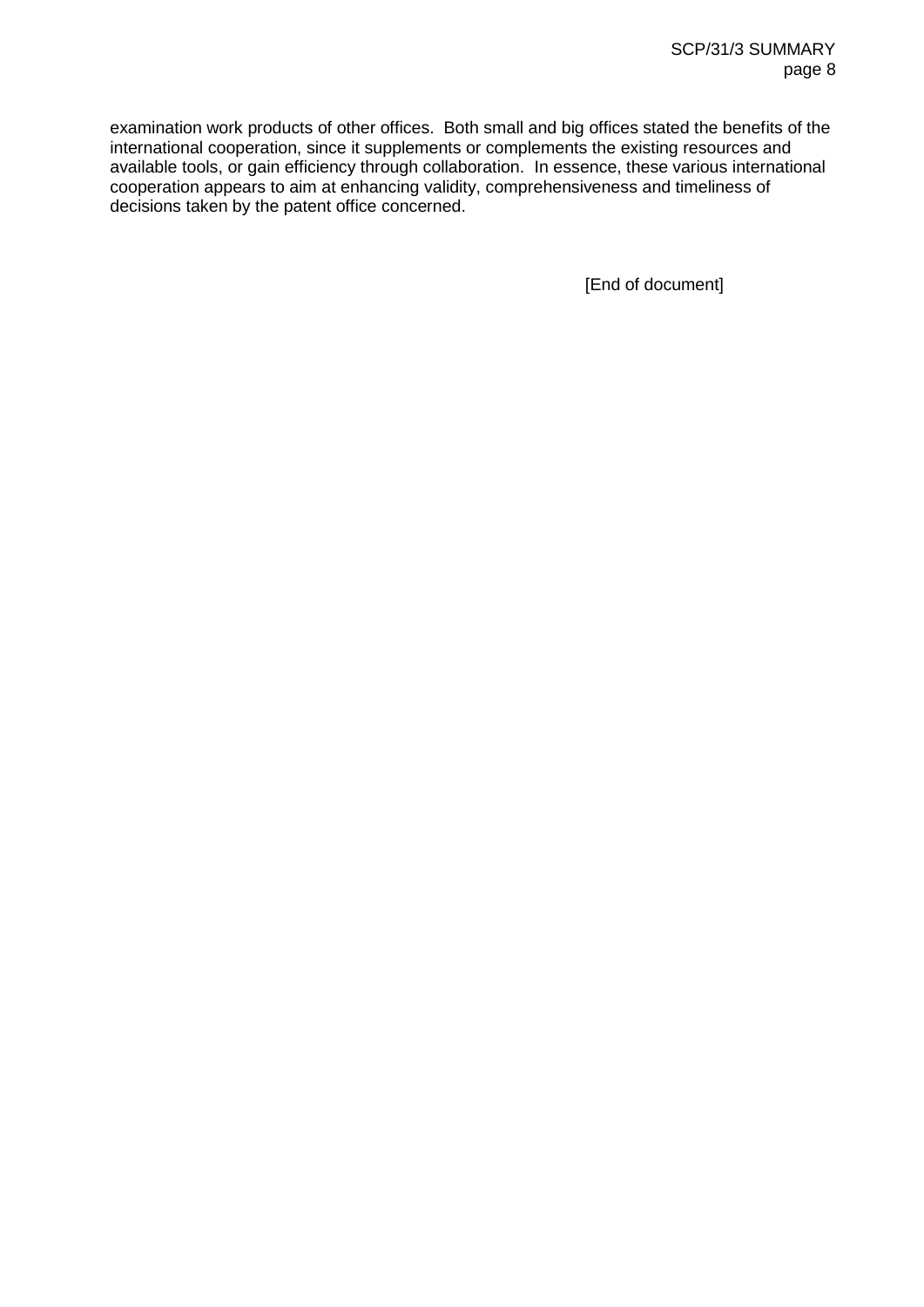examination work products of other offices. Both small and big offices stated the benefits of the international cooperation, since it supplements or complements the existing resources and available tools, or gain efficiency through collaboration. In essence, these various international cooperation appears to aim at enhancing validity, comprehensiveness and timeliness of decisions taken by the patent office concerned.

[End of document]